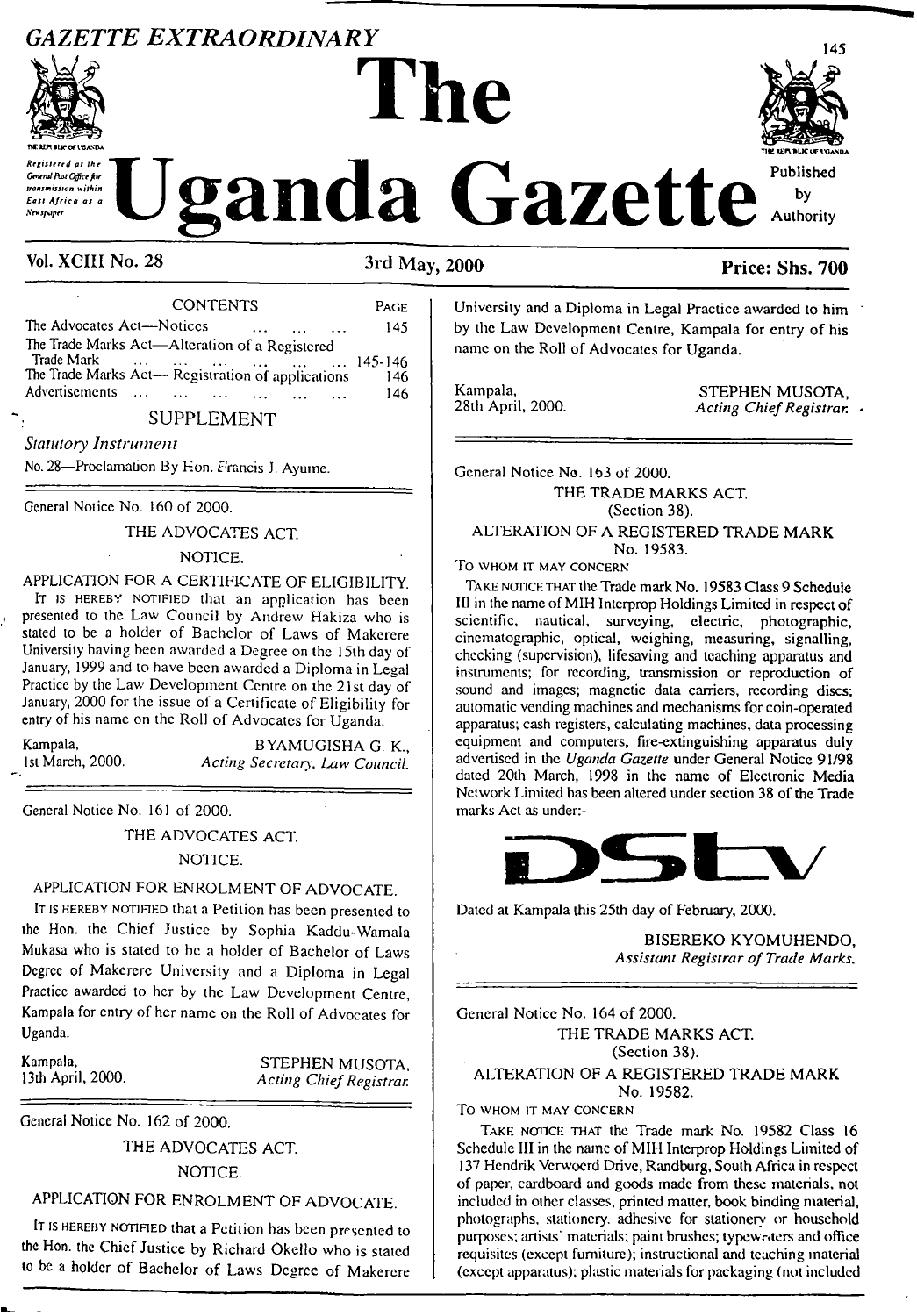# GAZETTE EXTRAORDINARY

# The Uganda Gazette

Registered at the General Post Office for transmission within East Africa as a Newspaper

Published by Authority

**Vol. XCIII No. 28** — **3rd May, 2000** — **Price: Shs. 700**

| CONTENTS | PAGE |
|---|---|
| The Advocates Act—Notices ... ... ... ... | 145 |
| The Trade Marks Act—Alteration of a Registered Trade Mark ... ... ... ... ... ... ... | 145-146 |
| The Trade Marks Act— Registration of applications | 146 |
| Advertisements ... ... ... ... ... ... ... | 146 |

SUPPLEMENT

*Statutory Instrument*

No. 28—Proclamation By Hon. Francis J. Ayume.

---

General Notice No. 160 of 2000.

THE ADVOCATES ACT.

NOTICE.

APPLICATION FOR A CERTIFICATE OF ELIGIBILITY.

IT IS HEREBY NOTIFIED that an application has been presented to the Law Council by Andrew Hakiza who is stated to be a holder of Bachelor of Laws of Makerere University having been awarded a Degree on the 15th day of January, 1999 and to have been awarded a Diploma in Legal Practice by the Law Development Centre on the 21st day of January, 2000 for the issue of a Certificate of Eligibility for entry of his name on the Roll of Advocates for Uganda.

Kampala,
1st March, 2000.

BYAMUGISHA G. K.,
*Acting Secretary, Law Council.*

---

General Notice No. 161 of 2000.

THE ADVOCATES ACT.

NOTICE.

APPLICATION FOR ENROLMENT OF ADVOCATE.

IT IS HEREBY NOTIFIED that a Petition has been presented to the Hon. the Chief Justice by Sophia Kaddu-Wamala Mukasa who is stated to be a holder of Bachelor of Laws Degree of Makerere University and a Diploma in Legal Practice awarded to her by the Law Development Centre, Kampala for entry of her name on the Roll of Advocates for Uganda.

Kampala,
13th April, 2000.

STEPHEN MUSOTA,
*Acting Chief Registrar.*

---

General Notice No. 162 of 2000.

THE ADVOCATES ACT.

NOTICE.

APPLICATION FOR ENROLMENT OF ADVOCATE.

IT IS HEREBY NOTIFIED that a Petition has been presented to the Hon. the Chief Justice by Richard Okello who is stated to be a holder of Bachelor of Laws Degree of Makerere University and a Diploma in Legal Practice awarded to him by the Law Development Centre, Kampala for entry of his name on the Roll of Advocates for Uganda.

Kampala,
28th April, 2000.

STEPHEN MUSOTA,
*Acting Chief Registrar.*

---

General Notice No. 163 of 2000.

THE TRADE MARKS ACT.

(Section 38).

ALTERATION OF A REGISTERED TRADE MARK
No. 19583.

TO WHOM IT MAY CONCERN

TAKE NOTICE THAT the Trade mark No. 19583 Class 9 Schedule III in the name of MIH Interprop Holdings Limited in respect of scientific, nautical, surveying, electric, photographic, cinematographic, optical, weighing, measuring, signalling, checking (supervision), lifesaving and teaching apparatus and instruments; for recording, transmission or reproduction of sound and images; magnetic data carriers, recording discs; automatic vending machines and mechanisms for coin-operated apparatus; cash registers, calculating machines, data processing equipment and computers, fire-extinguishing apparatus duly advertised in the *Uganda Gazette* under General Notice 91/98 dated 20th March, 1998 in the name of Electronic Media Network Limited has been altered under section 38 of the Trade marks Act as under:-

DStv

Dated at Kampala this 25th day of February, 2000.

BISEREKO KYOMUHENDO,
*Assistant Registrar of Trade Marks.*

---

General Notice No. 164 of 2000.

THE TRADE MARKS ACT.

(Section 38).

ALTERATION OF A REGISTERED TRADE MARK
No. 19582.

TO WHOM IT MAY CONCERN

TAKE NOTICE THAT the Trade mark No. 19582 Class 16 Schedule III in the name of MIH Interprop Holdings Limited of 137 Hendrik Verwoerd Drive, Randburg, South Africa in respect of paper, cardboard and goods made from these materials, not included in other classes, printed matter, book binding material, photographs, stationery, adhesive for stationery or household purposes; artists' materials; paint brushes; typewriters and office requisites (except furniture); instructional and teaching material (except apparatus); plastic materials for packaging (not included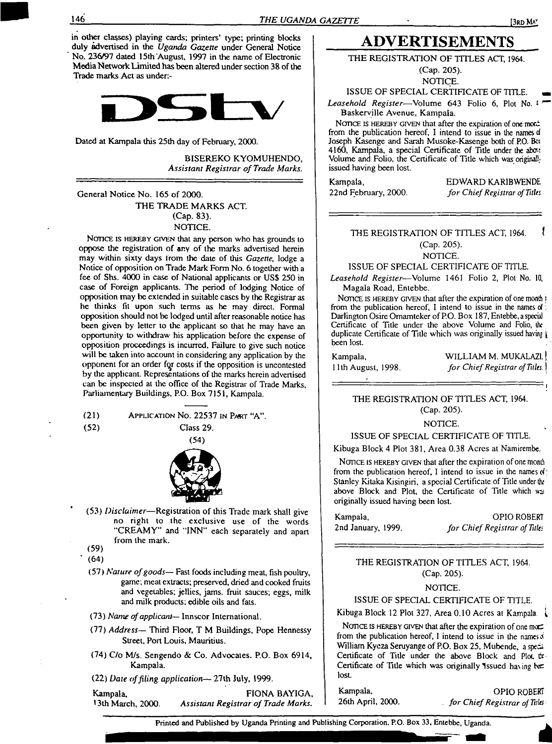in other classes) playing cards; printers' type; printing blocks duly advertised in the *Uganda Gazette* under General Notice No. 236/97 dated 15th August, 1997 in the name of Electronic Media Network Limited has been altered under section 38 of the Trade marks Act as under:-

DStv

Dated at Kampala this 25th day of February, 2000.

BISEREKO KYOMUHENDO,
*Assistant Registrar of Trade Marks.*

---

General Notice No. 165 of 2000.

THE TRADE MARKS ACT.
(Cap. 83).
NOTICE.

NOTICE IS HEREBY GIVEN that any person who has grounds to oppose the registration of any of the marks advertised herein may within sixty days from the date of this *Gazette*, lodge a Notice of opposition on Trade Mark Form No. 6 together with a fee of Shs. 4000 in case of National applicants or US$ 250 in case of Foreign applicants. The period of lodging Notice of opposition may be extended in suitable cases by the Registrar as he thinks fit upon such terms as he may direct. Formal opposition should not be lodged until after reasonable notice has been given by letter to the applicant so that he may have an opportunity to withdraw his application before the expense of opposition proceedings is incurred. Failure to give such notice will be taken into account in considering any application by the opponent for an order for costs if the opposition is uncontested by the applicant. Representations of the marks herein advertised can be inspected at the office of the Registrar of Trade Marks, Parliamentary Buildings, P.O. Box 7151, Kampala.

(21) APPLICATION No. 22537 IN PART "A".

(52) Class 29.

(54)

(53) *Disclaimer*—Registration of this Trade mark shall give no right to the exclusive use of the words "CREAMY" and "INN" each separately and apart from the mark.

(59)

(64)

(57) *Nature of goods*— Fast foods including meat, fish poultry, game; meat extracts; preserved, dried and cooked fruits and vegetables; jellies, jams. fruit sauces; eggs, milk and milk products; edible oils and fats.

(73) *Name of applicant*— Innscor International.

(77) *Address*— Third Floor, T M Buildings, Pope Hennessy Street, Port Louis, Mauritius.

(74) C/o M/s. Sengendo & Co. Advocates. P.O. Box 6914, Kampala.

(22) *Date of filing application*— 27th July, 1999.

Kampala,
13th March, 2000.

FIONA BAYIGA,
*Assistant Registrar of Trade Marks.*

# ADVERTISEMENTS

THE REGISTRATION OF TITLES ACT, 1964.
(Cap. 205).
NOTICE.
ISSUE OF SPECIAL CERTIFICATE OF TITLE.

*Leasehold Register*—Volume 643 Folio 6, Plot No. 4 Baskerville Avenue, Kampala.

NOTICE IS HEREBY GIVEN that after the expiration of one month from the publication hereof, I intend to issue in the names of Joseph Kasenge and Sarah Musoke-Kasenge both of P.O. Box 4160, Kampala, a special Certificate of Title under the above Volume and Folio, the Certificate of Title which was originally issued having been lost.

Kampala,
22nd February, 2000.

EDWARD KARIBWENDE
*for Chief Registrar of Titles*

---

THE REGISTRATION OF TITLES ACT, 1964.
(Cap. 205).
NOTICE.
ISSUE OF SPECIAL CERTIFICATE OF TITLE.

*Leasehold Register*—Volume 1461 Folio 2, Plot No. 10, Magala Road, Entebbe.

NOTICE IS HEREBY GIVEN that after the expiration of one month from the publication hereof, I intend to issue in the names of Darlington Osire Omamteker of P.O. Box 187, Entebbe, a special Certificate of Title under the above Volume and Folio, the duplicate Certificate of Title which was originally issued having been lost.

Kampala,
11th August, 1998.

WILLIAM M. MUKALAZI,
*for Chief Registrar of Titles.*

---

THE REGISTRATION OF TITLES ACT, 1964.
(Cap. 205).
NOTICE.
ISSUE OF SPECIAL CERTIFICATE OF TITLE.

Kibuga Block 4 Plot 381, Area 0.38 Acres at Namirembe.

NOTICE IS HEREBY GIVEN that after the expiration of one month from the publication hereof, I intend to issue in the names of Stanley Kitaka Kisingiri, a special Certificate of Title under the above Block and Plot, the Certificate of Title which was originally issued having been lost.

Kampala,
2nd January, 1999.

OPIO ROBERT
*for Chief Registrar of Titles*

---

THE REGISTRATION OF TITLES ACT, 1964.
(Cap. 205).
NOTICE.
ISSUE OF SPECIAL CERTIFICATE OF TITLE.

Kibuga Block 12 Plot 327, Area 0.10 Acres at Kampala.

NOTICE IS HEREBY GIVEN that after the expiration of one month from the publication hereof, I intend to issue in the names of William Kyeza Seruyange of P.O. Box 25, Mubende, a special Certificate of Title under the above Block and Plot, the Certificate of Title which was originally issued having been lost.

Kampala,
26th April, 2000.

OPIO ROBERT
*for Chief Registrar of Titles*

Printed and Published by Uganda Printing and Publishing Corporation, P.O. Box 33, Entebbe, Uganda.